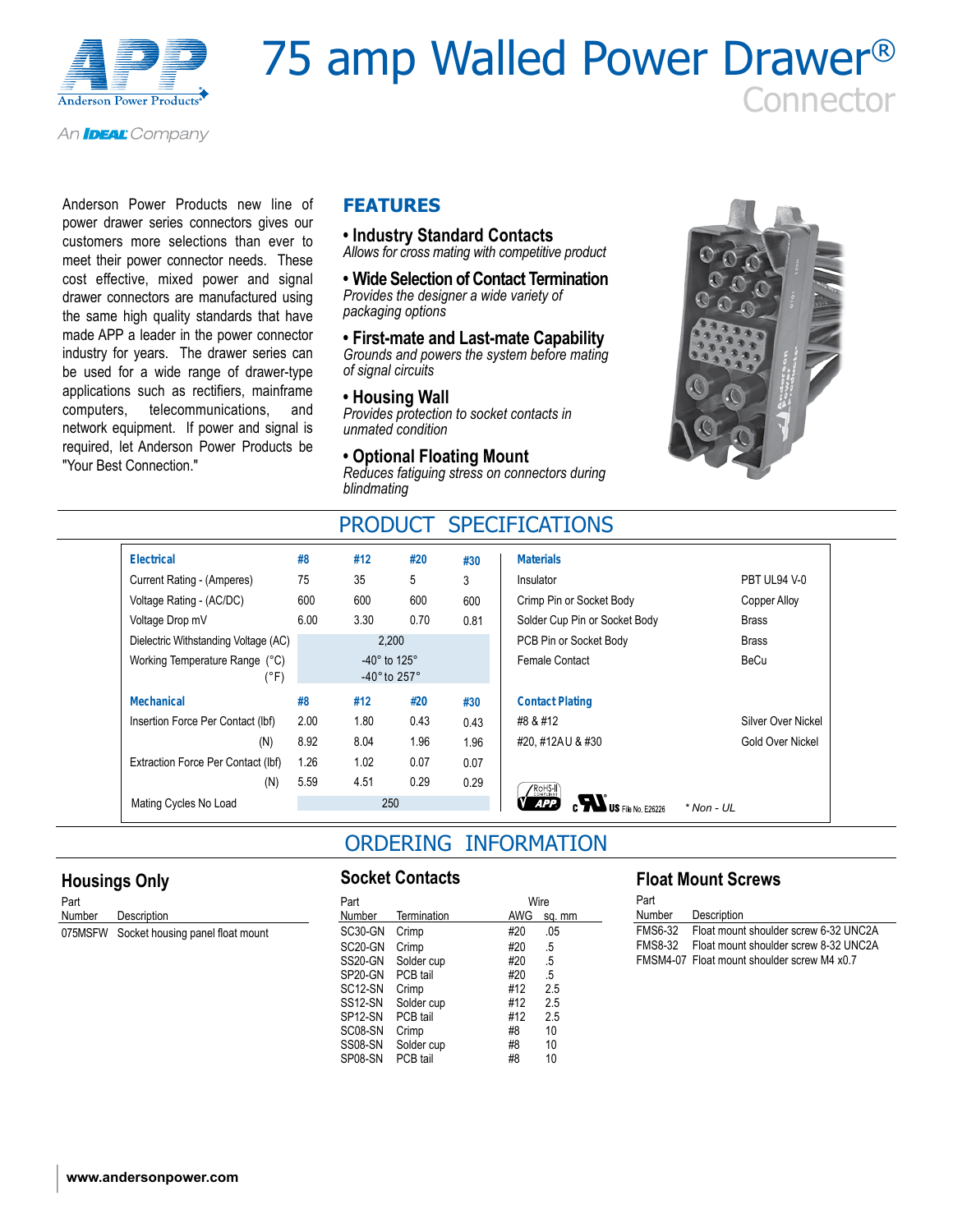# 75 amp Walled Power Drawer® Connector

An IDEAL Company

Anderson Power Products new line of power drawer series connectors gives our customers more selections than ever to meet their power connector needs. These cost effective, mixed power and signal drawer connectors are manufactured using the same high quality standards that have made APP a leader in the power connector industry for years. The drawer series can be used for a wide range of drawer-type applications such as rectifiers, mainframe computers, telecommunications, and network equipment. If power and signal is required, let Anderson Power Products be "Your Best Connection."

## FEATURES

- **Industry Standard Contacts**
  *Allows for cross mating with competitive product*
- **Wide Selection of Contact Termination**
  *Provides the designer a wide variety of packaging options*
- **First-mate and Last-mate Capability**
  *Grounds and powers the system before mating of signal circuits*
- **Housing Wall**
  *Provides protection to socket contacts in unmated condition*
- **Optional Floating Mount**
  *Reduces fatiguing stress on connectors during blindmating*

## PRODUCT SPECIFICATIONS

| Electrical | #8 | #12 | #20 | #30 |
|---|---|---|---|---|
| Current Rating - (Amperes) | 75 | 35 | 5 | 3 |
| Voltage Rating - (AC/DC) | 600 | 600 | 600 | 600 |
| Voltage Drop mV | 6.00 | 3.30 | 0.70 | 0.81 |
| Dielectric Withstanding Voltage (AC) | 2,200 | | | |
| Working Temperature Range (°C) | -40° to 125° | | | |
| (°F) | -40° to 257° | | | |

| Mechanical | #8 | #12 | #20 | #30 |
|---|---|---|---|---|
| Insertion Force Per Contact (lbf) | 2.00 | 1.80 | 0.43 | 0.43 |
| (N) | 8.92 | 8.04 | 1.96 | 1.96 |
| Extraction Force Per Contact (lbf) | 1.26 | 1.02 | 0.07 | 0.07 |
| (N) | 5.59 | 4.51 | 0.29 | 0.29 |
| Mating Cycles No Load | 250 | | | |

| Materials | |
|---|---|
| Insulator | PBT UL94 V-0 |
| Crimp Pin or Socket Body | Copper Alloy |
| Solder Cup Pin or Socket Body | Brass |
| PCB Pin or Socket Body | Brass |
| Female Contact | BeCu |

| Contact Plating | |
|---|---|
| #8 & #12 | Silver Over Nickel |
| #20, #12AU & #30 | Gold Over Nickel |

RoHS-II Compliant APP — c UL US File No. E26226 — * Non - UL

## ORDERING INFORMATION

### Housings Only

| Part Number | Description |
|---|---|
| 075MSFW | Socket housing panel float mount |

### Socket Contacts

| Part Number | Termination | Wire AWG | Wire sq. mm |
|---|---|---|---|
| SC30-GN | Crimp | #20 | .05 |
| SC20-GN | Crimp | #20 | .5 |
| SS20-GN | Solder cup | #20 | .5 |
| SP20-GN | PCB tail | #20 | .5 |
| SC12-SN | Crimp | #12 | 2.5 |
| SS12-SN | Solder cup | #12 | 2.5 |
| SP12-SN | PCB tail | #12 | 2.5 |
| SC08-SN | Crimp | #8 | 10 |
| SS08-SN | Solder cup | #8 | 10 |
| SP08-SN | PCB tail | #8 | 10 |

### Float Mount Screws

| Part Number | Description |
|---|---|
| FMS6-32 | Float mount shoulder screw 6-32 UNC2A |
| FMS8-32 | Float mount shoulder screw 8-32 UNC2A |
| FMSM4-07 | Float mount shoulder screw M4 x0.7 |

www.andersonpower.com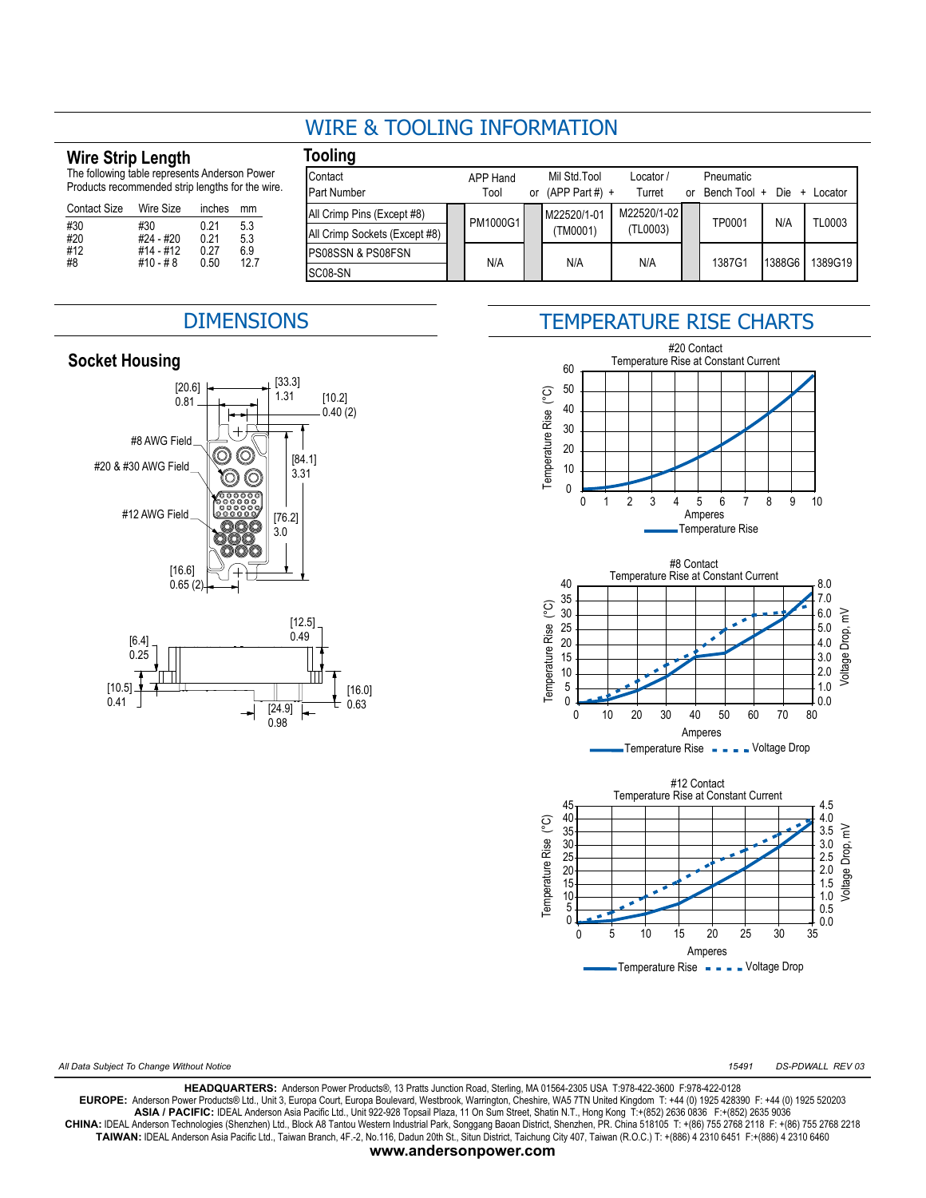# WIRE & TOOLING INFORMATION

## Wire Strip Length

The following table represents Anderson Power Products recommended strip lengths for the wire.

| Contact Size | Wire Size | inches | mm |
|---|---|---|---|
| #30 | #30 | 0.21 | 5.3 |
| #20 | #24 - #20 | 0.21 | 5.3 |
| #12 | #14 - #12 | 0.27 | 6.9 |
| #8 | #10 - # 8 | 0.50 | 12.7 |

## Tooling

| Contact Part Number | APP Hand Tool | or | Mil Std.Tool (APP Part #) + | Locator / Turret | or | Pneumatic Bench Tool + | Die + | Locator |
|---|---|---|---|---|---|---|---|---|
| All Crimp Pins (Except #8) | PM1000G1 | | M22520/1-01 (TM0001) | M22520/1-02 (TL0003) | | TP0001 | N/A | TL0003 |
| All Crimp Sockets (Except #8) | PM1000G1 | | M22520/1-01 (TM0001) | M22520/1-02 (TL0003) | | TP0001 | N/A | TL0003 |
| PS08SSN & PS08FSN | N/A | | N/A | N/A | | 1387G1 | 1388G6 | 1389G19 |
| SC08-SN | N/A | | N/A | N/A | | 1387G1 | 1388G6 | 1389G19 |

# DIMENSIONS

## Socket Housing

[20.6]
0.81
[33.3]
1.31
[10.2]
0.40 (2)
#8 AWG Field
#20 & #30 AWG Field
#12 AWG Field
[84.1]
3.31
[76.2]
3.0
[16.6]
0.65 (2)

[6.4]
0.25
[12.5]
0.49
[10.5]
0.41
[16.0]
0.63
[24.9]
0.98

# TEMPERATURE RISE CHARTS

#20 Contact
Temperature Rise at Constant Current
Temperature Rise (°C)
0 10 20 30 40 50 60
0 1 2 3 4 5 6 7 8 9 10
Amperes
Temperature Rise

#8 Contact
Temperature Rise at Constant Current
Temperature Rise (°C)
0 5 10 15 20 25 30 35 40
Voltage Drop, mV
0.0 1.0 2.0 3.0 4.0 5.0 6.0 7.0 8.0
0 10 20 30 40 50 60 70 80
Amperes
Temperature Rise
Voltage Drop

#12 Contact
Temperature Rise at Constant Current
Temperature Rise (°C)
0 5 10 15 20 25 30 35 40 45
Voltage Drop, mV
0.0 0.5 1.0 1.5 2.0 2.5 3.0 3.5 4.0 4.5
0 5 10 15 20 25 30 35
Amperes
Temperature Rise
Voltage Drop

*All Data Subject To Change Without Notice*

15491 DS-PDWALL REV 03

**HEADQUARTERS:** Anderson Power Products®, 13 Pratts Junction Road, Sterling, MA 01564-2305 USA T:978-422-3600 F:978-422-0128
**EUROPE:** Anderson Power Products® Ltd., Unit 3, Europa Court, Europa Boulevard, Westbrook, Warrington, Cheshire, WA5 7TN United Kingdom T: +44 (0) 1925 428390 F: +44 (0) 1925 520203
**ASIA / PACIFIC:** IDEAL Anderson Asia Pacific Ltd., Unit 922-928 Topsail Plaza, 11 On Sum Street, Shatin N.T., Hong Kong T:+(852) 2636 0836 F:+(852) 2635 9036
**CHINA:** IDEAL Anderson Technologies (Shenzhen) Ltd., Block A8 Tantou Western Industrial Park, Songgang Baoan District, Shenzhen, PR. China 518105 T: +(86) 755 2768 2118 F: +(86) 755 2768 2218
**TAIWAN:** IDEAL Anderson Asia Pacific Ltd., Taiwan Branch, 4F.-2, No.116, Dadun 20th St., Situn District, Taichung City 407, Taiwan (R.O.C.) T: +(886) 4 2310 6451 F:+(886) 4 2310 6460
**www.andersonpower.com**